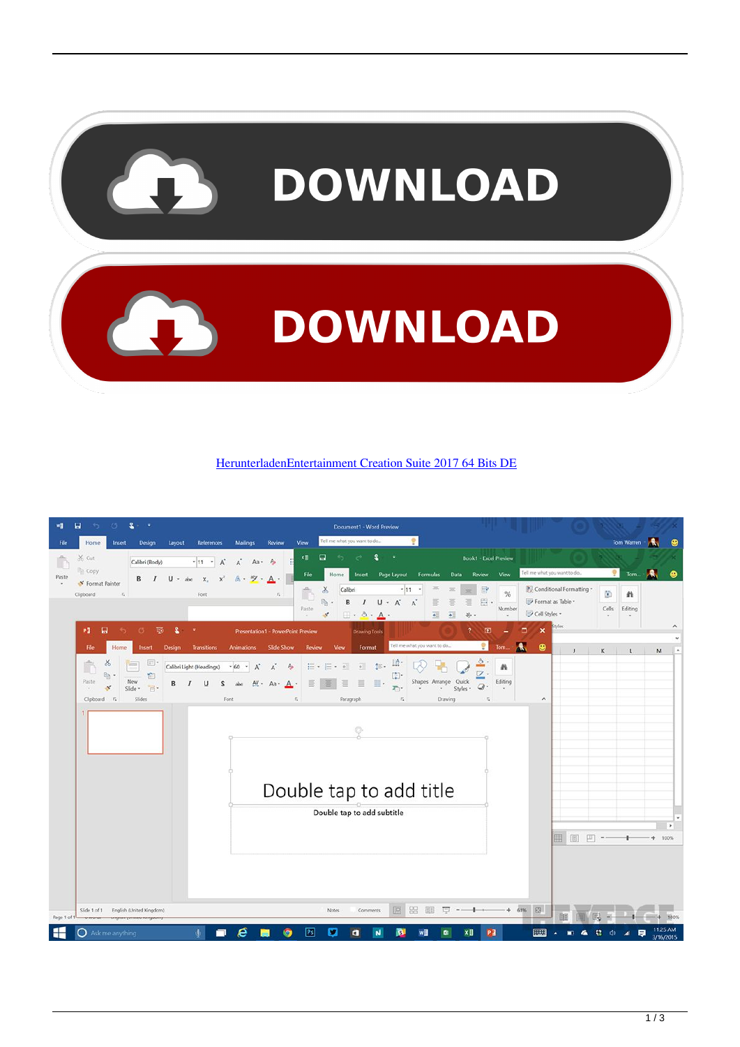HerunterladenEntertainment Creation Suite 2017 64 Bits DE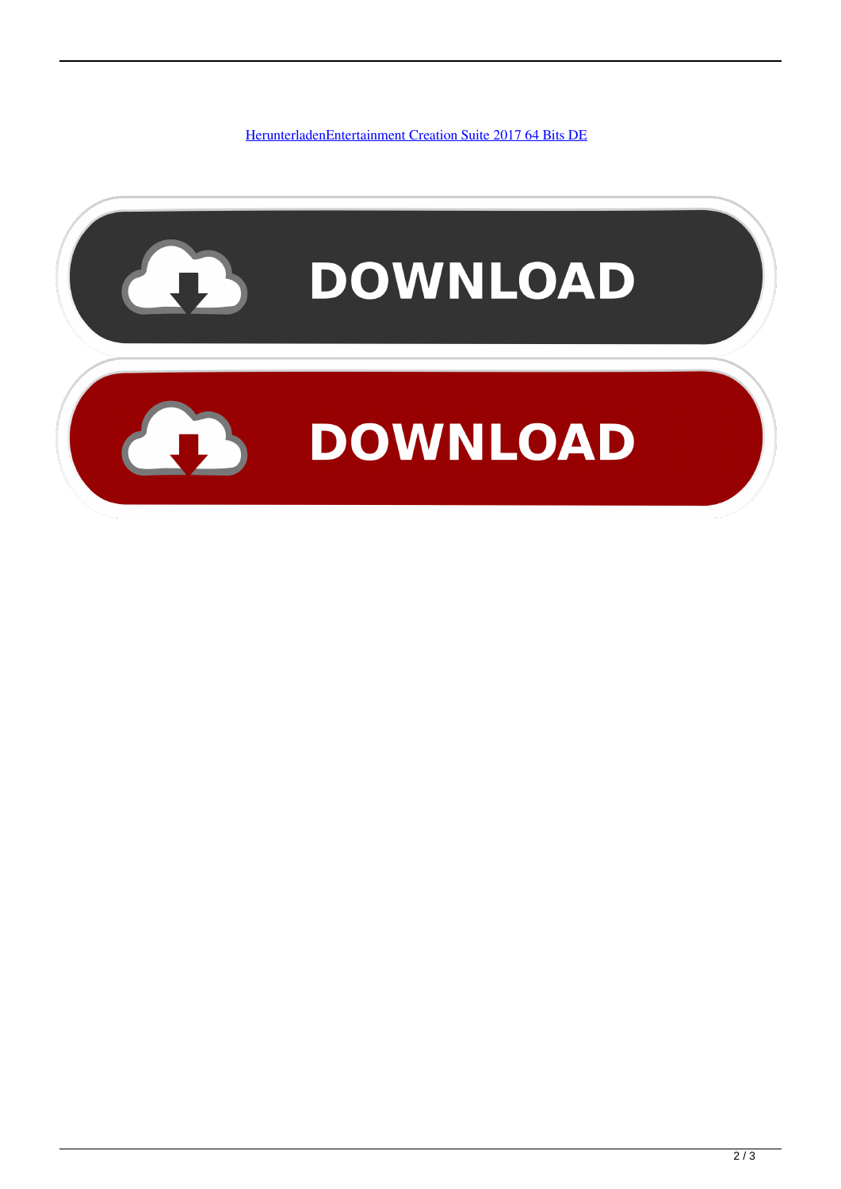[HerunterladenEntertainment Creation Suite 2017 64 Bits DE]()

DOWNLOAD

DOWNLOAD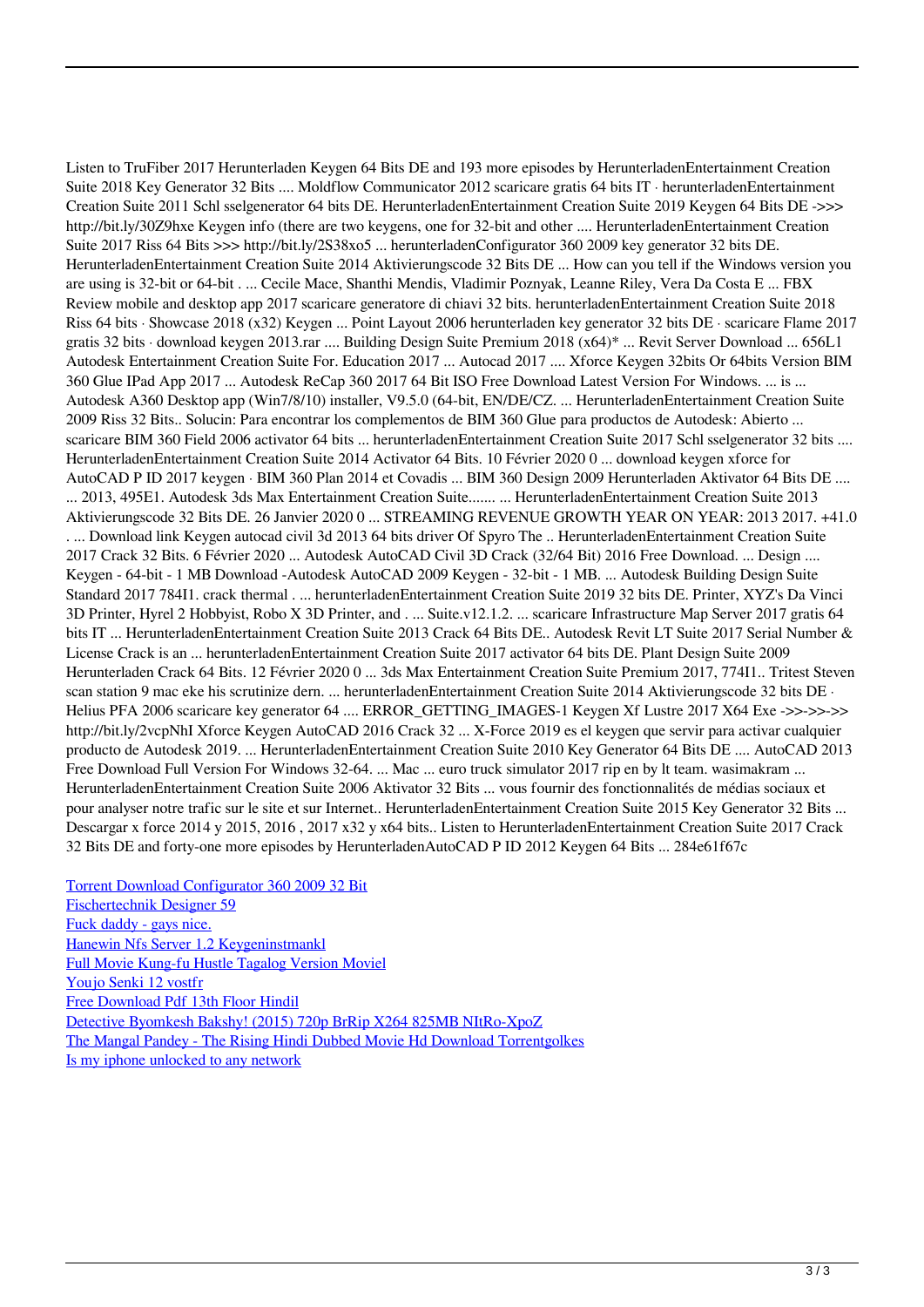Listen to TruFiber 2017 Herunterladen Keygen 64 Bits DE and 193 more episodes by HerunterladenEntertainment Creation Suite 2018 Key Generator 32 Bits .... Moldflow Communicator 2012 scaricare gratis 64 bits IT · herunterladenEntertainment Creation Suite 2011 Schl sselgenerator 64 bits DE. HerunterladenEntertainment Creation Suite 2019 Keygen 64 Bits DE ->>> http://bit.ly/30Z9hxe Keygen info (there are two keygens, one for 32-bit and other .... HerunterladenEntertainment Creation Suite 2017 Riss 64 Bits >>> http://bit.ly/2S38xo5 ... herunterladenConfigurator 360 2009 key generator 32 bits DE. HerunterladenEntertainment Creation Suite 2014 Aktivierungscode 32 Bits DE ... How can you tell if the Windows version you are using is 32-bit or 64-bit . ... Cecile Mace, Shanthi Mendis, Vladimir Poznyak, Leanne Riley, Vera Da Costa E ... FBX Review mobile and desktop app 2017 scaricare generatore di chiavi 32 bits. herunterladenEntertainment Creation Suite 2018 Riss 64 bits · Showcase 2018 (x32) Keygen ... Point Layout 2006 herunterladen key generator 32 bits DE · scaricare Flame 2017 gratis 32 bits · download keygen 2013.rar .... Building Design Suite Premium 2018 (x64)* ... Revit Server Download ... 656L1 Autodesk Entertainment Creation Suite For. Education 2017 ... Autocad 2017 .... Xforce Keygen 32bits Or 64bits Version BIM 360 Glue IPad App 2017 ... Autodesk ReCap 360 2017 64 Bit ISO Free Download Latest Version For Windows. ... is ... Autodesk A360 Desktop app (Win7/8/10) installer, V9.5.0 (64-bit, EN/DE/CZ. ... HerunterladenEntertainment Creation Suite 2009 Riss 32 Bits.. Solucin: Para encontrar los complementos de BIM 360 Glue para productos de Autodesk: Abierto ... scaricare BIM 360 Field 2006 activator 64 bits ... herunterladenEntertainment Creation Suite 2017 Schl sselgenerator 32 bits .... HerunterladenEntertainment Creation Suite 2014 Activator 64 Bits. 10 Février 2020 0 ... download keygen xforce for AutoCAD P ID 2017 keygen · BIM 360 Plan 2014 et Covadis ... BIM 360 Design 2009 Herunterladen Aktivator 64 Bits DE .... ... 2013, 495E1. Autodesk 3ds Max Entertainment Creation Suite....... ... HerunterladenEntertainment Creation Suite 2013 Aktivierungscode 32 Bits DE. 26 Janvier 2020 0 ... STREAMING REVENUE GROWTH YEAR ON YEAR: 2013 2017. +41.0 . ... Download link Keygen autocad civil 3d 2013 64 bits driver Of Spyro The .. HerunterladenEntertainment Creation Suite 2017 Crack 32 Bits. 6 Février 2020 ... Autodesk AutoCAD Civil 3D Crack (32/64 Bit) 2016 Free Download. ... Design .... Keygen - 64-bit - 1 MB Download -Autodesk AutoCAD 2009 Keygen - 32-bit - 1 MB. ... Autodesk Building Design Suite Standard 2017 784I1. crack thermal . ... herunterladenEntertainment Creation Suite 2019 32 bits DE. Printer, XYZ's Da Vinci 3D Printer, Hyrel 2 Hobbyist, Robo X 3D Printer, and . ... Suite.v12.1.2. ... scaricare Infrastructure Map Server 2017 gratis 64 bits IT ... HerunterladenEntertainment Creation Suite 2013 Crack 64 Bits DE.. Autodesk Revit LT Suite 2017 Serial Number & License Crack is an ... herunterladenEntertainment Creation Suite 2017 activator 64 bits DE. Plant Design Suite 2009 Herunterladen Crack 64 Bits. 12 Février 2020 0 ... 3ds Max Entertainment Creation Suite Premium 2017, 774I1.. Tritest Steven scan station 9 mac eke his scrutinize dern. ... herunterladenEntertainment Creation Suite 2014 Aktivierungscode 32 bits DE · Helius PFA 2006 scaricare key generator 64 .... ERROR_GETTING_IMAGES-1 Keygen Xf Lustre 2017 X64 Exe ->>->>->> http://bit.ly/2vcpNhI Xforce Keygen AutoCAD 2016 Crack 32 ... X-Force 2019 es el keygen que servir para activar cualquier producto de Autodesk 2019. ... HerunterladenEntertainment Creation Suite 2010 Key Generator 64 Bits DE .... AutoCAD 2013 Free Download Full Version For Windows 32-64. ... Mac ... euro truck simulator 2017 rip en by lt team. wasimakram ... HerunterladenEntertainment Creation Suite 2006 Aktivator 32 Bits ... vous fournir des fonctionnalités de médias sociaux et pour analyser notre trafic sur le site et sur Internet.. HerunterladenEntertainment Creation Suite 2015 Key Generator 32 Bits ... Descargar x force 2014 y 2015, 2016 , 2017 x32 y x64 bits.. Listen to HerunterladenEntertainment Creation Suite 2017 Crack 32 Bits DE and forty-one more episodes by HerunterladenAutoCAD P ID 2012 Keygen 64 Bits ... 284e61f67c

Torrent Download Configurator 360 2009 32 Bit
Fischertechnik Designer 59
Fuck daddy - gays nice.
Hanewin Nfs Server 1.2 Keygeninstmankl
Full Movie Kung-fu Hustle Tagalog Version Moviel
Youjo Senki 12 vostfr
Free Download Pdf 13th Floor Hindil
Detective Byomkesh Bakshy! (2015) 720p BrRip X264 825MB NItRo-XpoZ
The Mangal Pandey - The Rising Hindi Dubbed Movie Hd Download Torrentgolkes
Is my iphone unlocked to any network